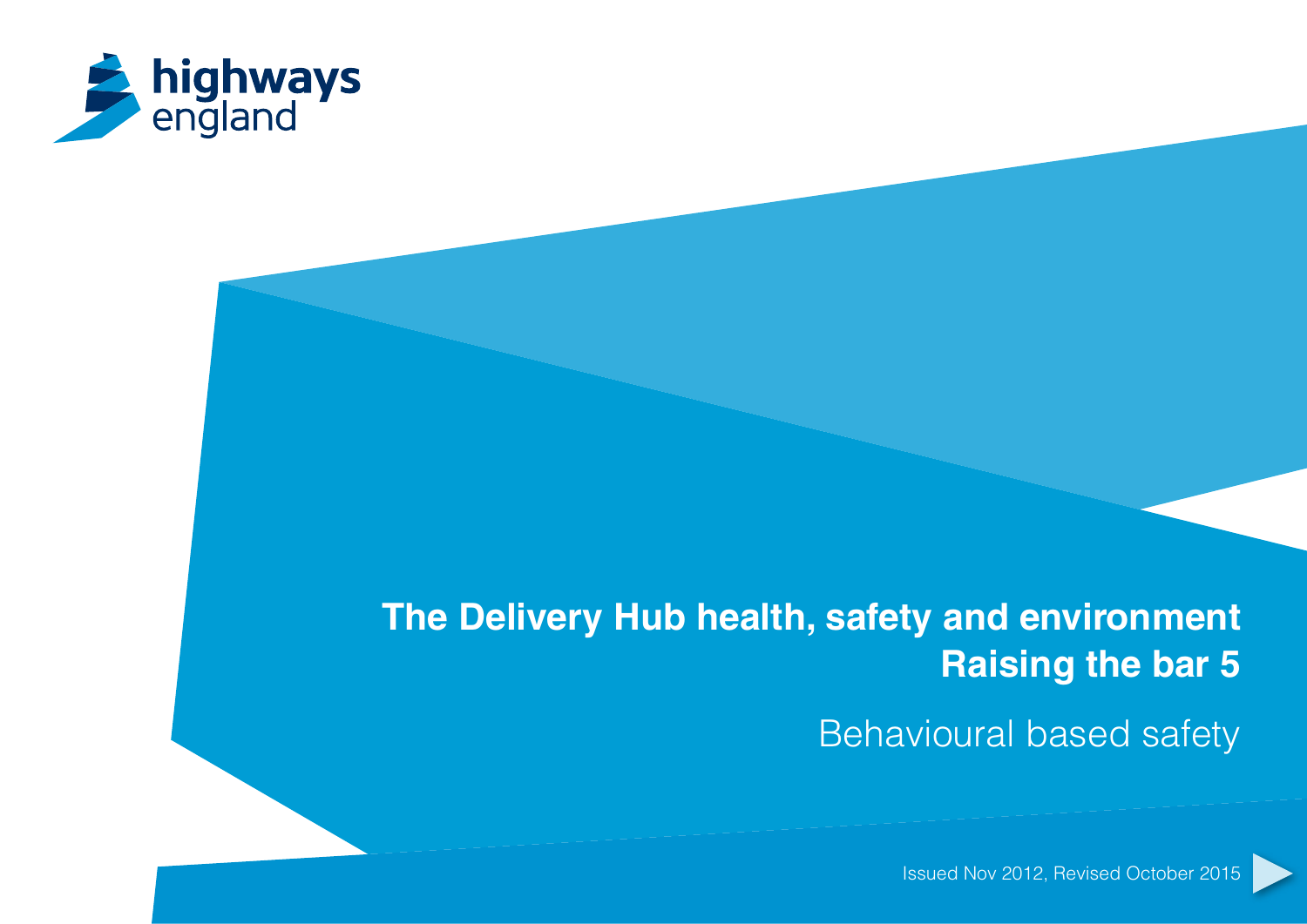highways england

# The Delivery Hub health, safety and environment Raising the bar 5

## Behavioural based safety

Issued Nov 2012, Revised October 2015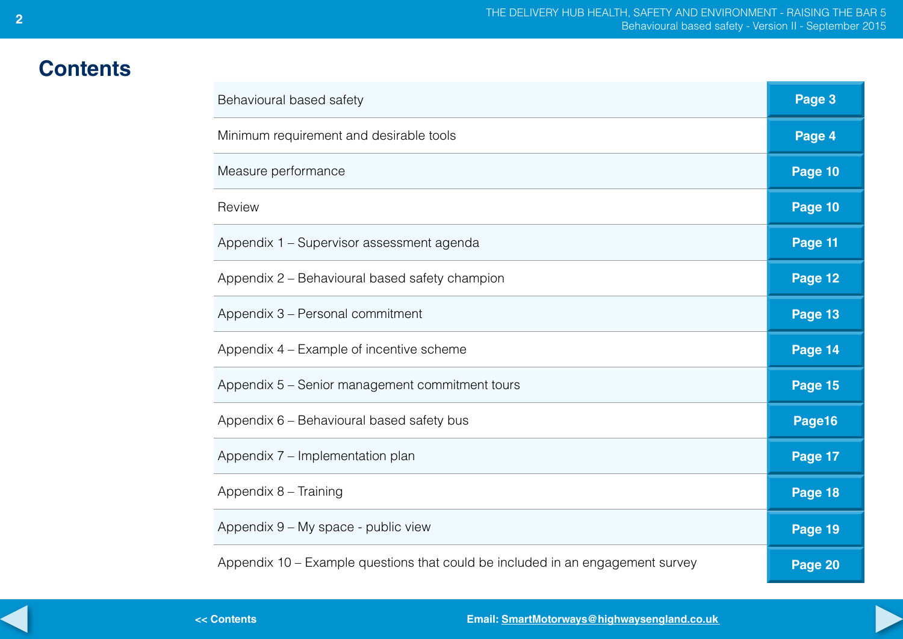# Contents

| | |
|---|---|
| Behavioural based safety | Page 3 |
| Minimum requirement and desirable tools | Page 4 |
| Measure performance | Page 10 |
| Review | Page 10 |
| Appendix 1 – Supervisor assessment agenda | Page 11 |
| Appendix 2 – Behavioural based safety champion | Page 12 |
| Appendix 3 – Personal commitment | Page 13 |
| Appendix 4 – Example of incentive scheme | Page 14 |
| Appendix 5 – Senior management commitment tours | Page 15 |
| Appendix 6 – Behavioural based safety bus | Page16 |
| Appendix 7 – Implementation plan | Page 17 |
| Appendix 8 – Training | Page 18 |
| Appendix 9 – My space - public view | Page 19 |
| Appendix 10 – Example questions that could be included in an engagement survey | Page 20 |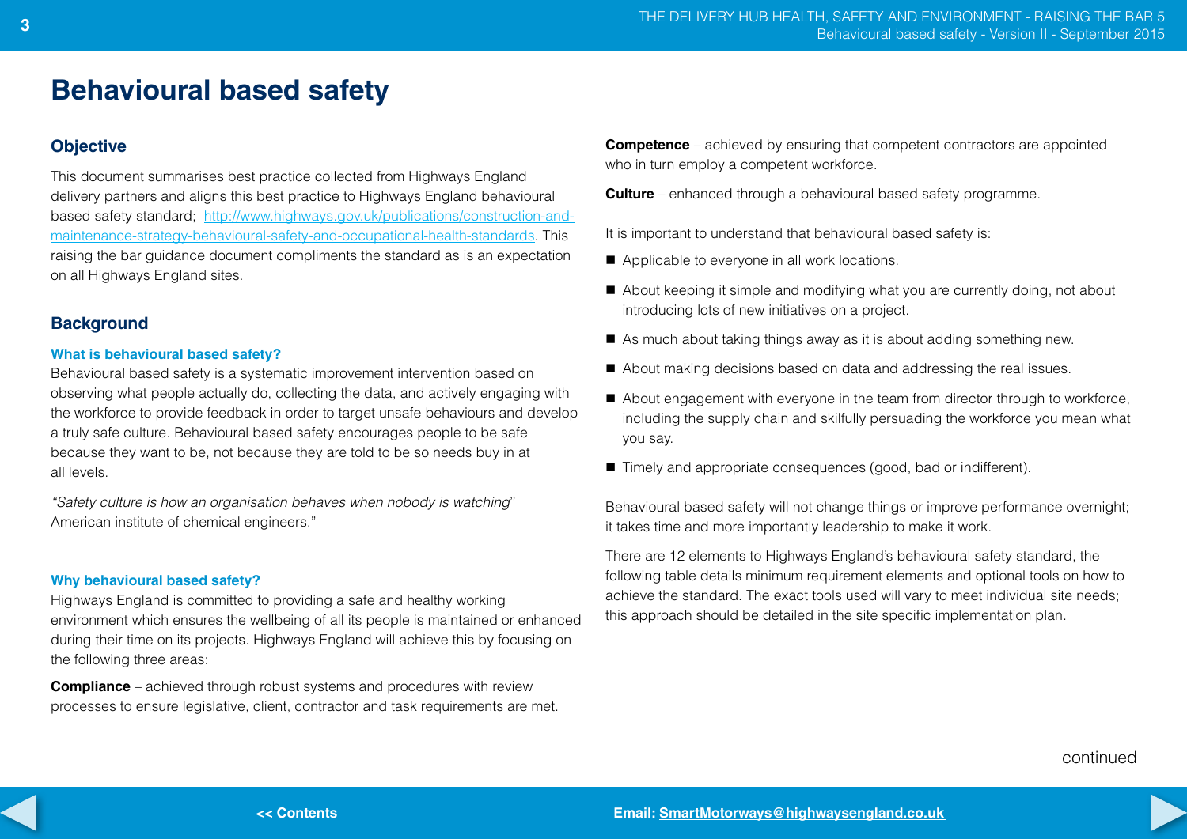# Behavioural based safety

## Objective

This document summarises best practice collected from Highways England delivery partners and aligns this best practice to Highways England behavioural based safety standard; [http://www.highways.gov.uk/publications/construction-and-maintenance-strategy-behavioural-safety-and-occupational-health-standards](http://www.highways.gov.uk/publications/construction-and-maintenance-strategy-behavioural-safety-and-occupational-health-standards). This raising the bar guidance document compliments the standard as is an expectation on all Highways England sites.

## Background

### What is behavioural based safety?

Behavioural based safety is a systematic improvement intervention based on observing what people actually do, collecting the data, and actively engaging with the workforce to provide feedback in order to target unsafe behaviours and develop a truly safe culture. Behavioural based safety encourages people to be safe because they want to be, not because they are told to be so needs buy in at all levels.

*"Safety culture is how an organisation behaves when nobody is watching"* American institute of chemical engineers."

### Why behavioural based safety?

Highways England is committed to providing a safe and healthy working environment which ensures the wellbeing of all its people is maintained or enhanced during their time on its projects. Highways England will achieve this by focusing on the following three areas:

**Compliance** – achieved through robust systems and procedures with review processes to ensure legislative, client, contractor and task requirements are met.

**Competence** – achieved by ensuring that competent contractors are appointed who in turn employ a competent workforce.

**Culture** – enhanced through a behavioural based safety programme.

It is important to understand that behavioural based safety is:

- Applicable to everyone in all work locations.
- About keeping it simple and modifying what you are currently doing, not about introducing lots of new initiatives on a project.
- As much about taking things away as it is about adding something new.
- About making decisions based on data and addressing the real issues.
- About engagement with everyone in the team from director through to workforce, including the supply chain and skilfully persuading the workforce you mean what you say.
- Timely and appropriate consequences (good, bad or indifferent).

Behavioural based safety will not change things or improve performance overnight; it takes time and more importantly leadership to make it work.

There are 12 elements to Highways England's behavioural safety standard, the following table details minimum requirement elements and optional tools on how to achieve the standard. The exact tools used will vary to meet individual site needs; this approach should be detailed in the site specific implementation plan.

continued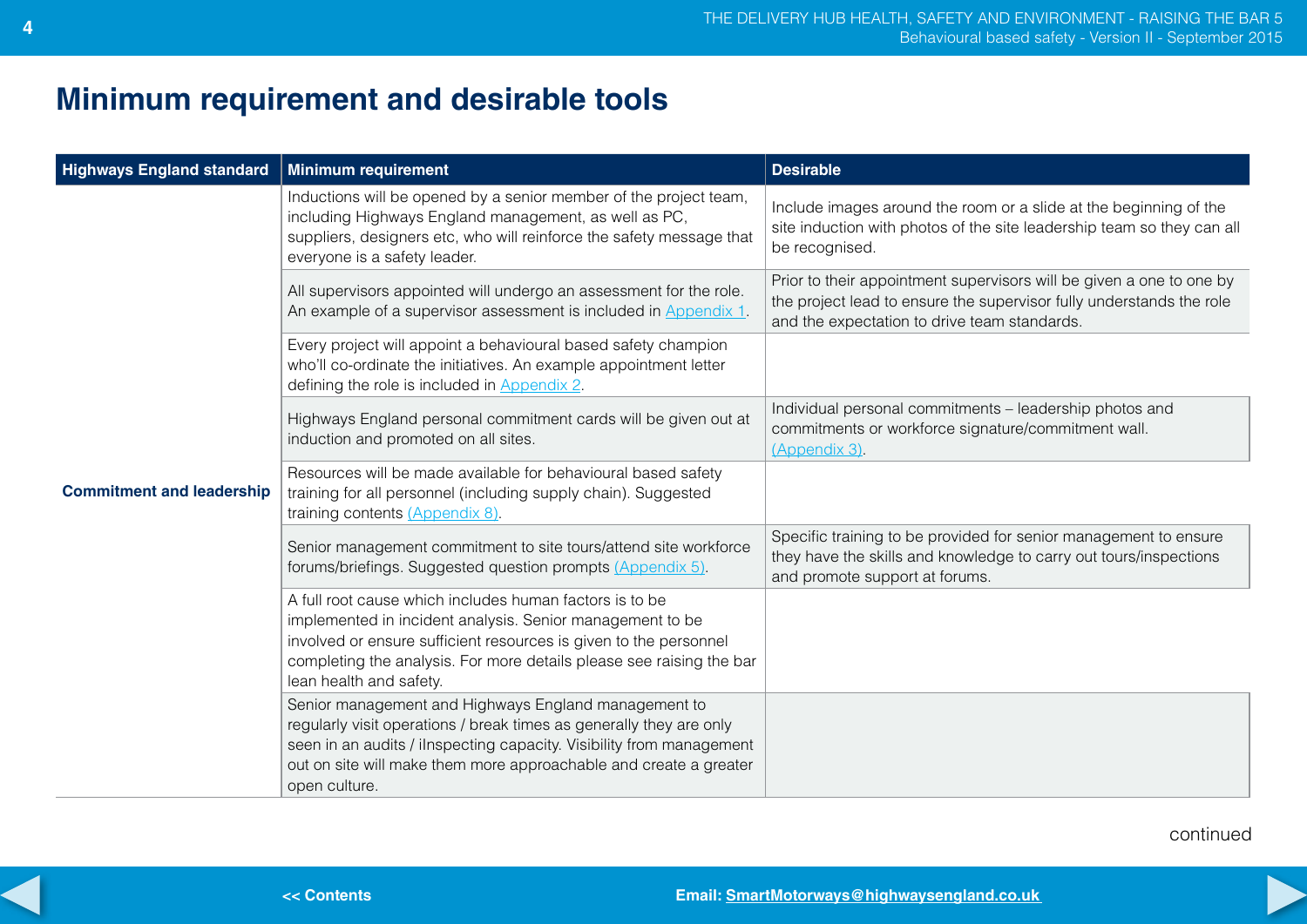# Minimum requirement and desirable tools

| Highways England standard | Minimum requirement | Desirable |
|---|---|---|
| Commitment and leadership | Inductions will be opened by a senior member of the project team, including Highways England management, as well as PC, suppliers, designers etc, who will reinforce the safety message that everyone is a safety leader. | Include images around the room or a slide at the beginning of the site induction with photos of the site leadership team so they can all be recognised. |
| | All supervisors appointed will undergo an assessment for the role. An example of a supervisor assessment is included in Appendix 1. | Prior to their appointment supervisors will be given a one to one by the project lead to ensure the supervisor fully understands the role and the expectation to drive team standards. |
| | Every project will appoint a behavioural based safety champion who'll co-ordinate the initiatives. An example appointment letter defining the role is included in Appendix 2. | |
| | Highways England personal commitment cards will be given out at induction and promoted on all sites. | Individual personal commitments – leadership photos and commitments or workforce signature/commitment wall. (Appendix 3). |
| | Resources will be made available for behavioural based safety training for all personnel (including supply chain). Suggested training contents (Appendix 8). | |
| | Senior management commitment to site tours/attend site workforce forums/briefings. Suggested question prompts (Appendix 5). | Specific training to be provided for senior management to ensure they have the skills and knowledge to carry out tours/inspections and promote support at forums. |
| | A full root cause which includes human factors is to be implemented in incident analysis. Senior management to be involved or ensure sufficient resources is given to the personnel completing the analysis. For more details please see raising the bar lean health and safety. | |
| | Senior management and Highways England management to regularly visit operations / break times as generally they are only seen in an audits / iInspecting capacity. Visibility from management out on site will make them more approachable and create a greater open culture. | |

continued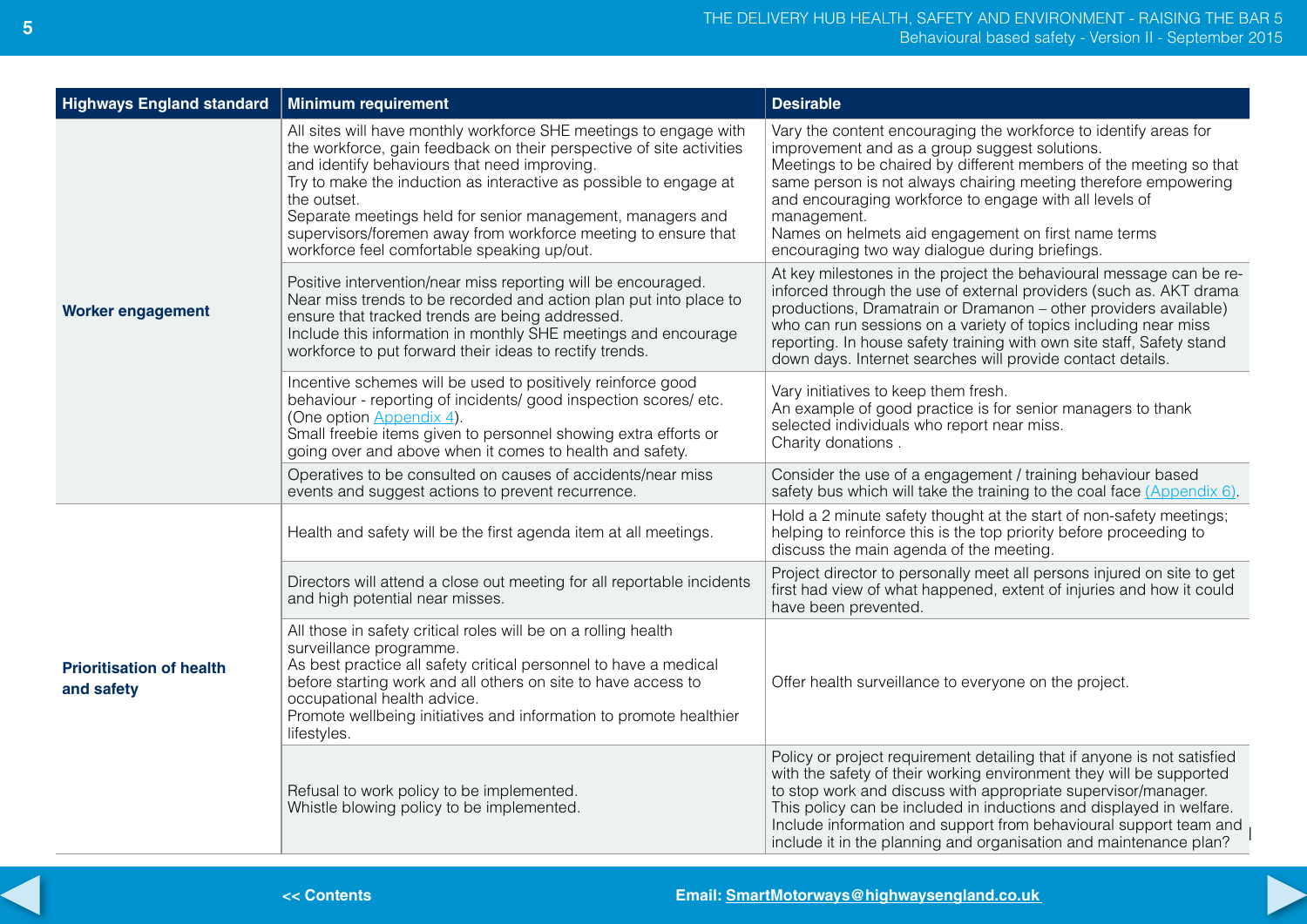| Highways England standard | Minimum requirement | Desirable |
|---|---|---|
| **Worker engagement** | All sites will have monthly workforce SHE meetings to engage with the workforce, gain feedback on their perspective of site activities and identify behaviours that need improving.<br>Try to make the induction as interactive as possible to engage at the outset.<br>Separate meetings held for senior management, managers and supervisors/foremen away from workforce meeting to ensure that workforce feel comfortable speaking up/out. | Vary the content encouraging the workforce to identify areas for improvement and as a group suggest solutions.<br>Meetings to be chaired by different members of the meeting so that same person is not always chairing meeting therefore empowering and encouraging workforce to engage with all levels of management.<br>Names on helmets aid engagement on first name terms encouraging two way dialogue during briefings. |
| | Positive intervention/near miss reporting will be encouraged.<br>Near miss trends to be recorded and action plan put into place to ensure that tracked trends are being addressed.<br>Include this information in monthly SHE meetings and encourage workforce to put forward their ideas to rectify trends. | At key milestones in the project the behavioural message can be re-inforced through the use of external providers (such as. AKT drama productions, Dramatrain or Dramanon – other providers available) who can run sessions on a variety of topics including near miss reporting. In house safety training with own site staff, Safety stand down days. Internet searches will provide contact details. |
| | Incentive schemes will be used to positively reinforce good behaviour - reporting of incidents/ good inspection scores/ etc. (One option Appendix 4).<br>Small freebie items given to personnel showing extra efforts or going over and above when it comes to health and safety. | Vary initiatives to keep them fresh.<br>An example of good practice is for senior managers to thank selected individuals who report near miss.<br>Charity donations . |
| | Operatives to be consulted on causes of accidents/near miss events and suggest actions to prevent recurrence. | Consider the use of a engagement / training behaviour based safety bus which will take the training to the coal face (Appendix 6). |
| **Prioritisation of health and safety** | Health and safety will be the first agenda item at all meetings. | Hold a 2 minute safety thought at the start of non-safety meetings; helping to reinforce this is the top priority before proceeding to discuss the main agenda of the meeting. |
| | Directors will attend a close out meeting for all reportable incidents and high potential near misses. | Project director to personally meet all persons injured on site to get first had view of what happened, extent of injuries and how it could have been prevented. |
| | All those in safety critical roles will be on a rolling health surveillance programme.<br>As best practice all safety critical personnel to have a medical before starting work and all others on site to have access to occupational health advice.<br>Promote wellbeing initiatives and information to promote healthier lifestyles. | Offer health surveillance to everyone on the project. |
| | Refusal to work policy to be implemented.<br>Whistle blowing policy to be implemented. | Policy or project requirement detailing that if anyone is not satisfied with the safety of their working environment they will be supported to stop work and discuss with appropriate supervisor/manager. This policy can be included in inductions and displayed in welfare. Include information and support from behavioural support team and include it in the planning and organisation and maintenance plan? |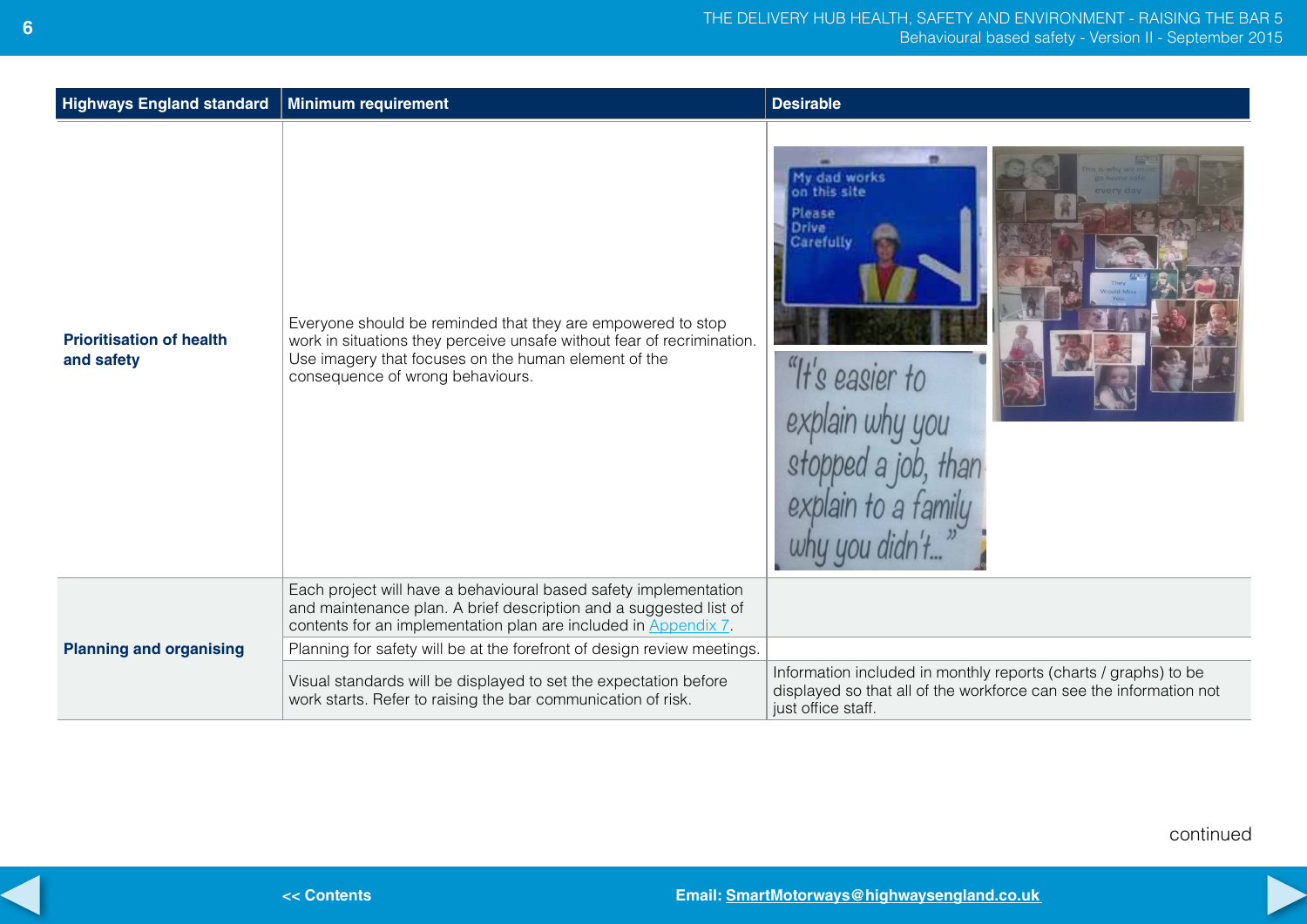| Highways England standard | Minimum requirement | Desirable |
|---|---|---|
| **Prioritisation of health and safety** | Everyone should be reminded that they are empowered to stop work in situations they perceive unsafe without fear of recrimination. Use imagery that focuses on the human element of the consequence of wrong behaviours. | |
| **Planning and organising** | Each project will have a behavioural based safety implementation and maintenance plan. A brief description and a suggested list of contents for an implementation plan are included in Appendix 7. | |
| | Planning for safety will be at the forefront of design review meetings. | |
| | Visual standards will be displayed to set the expectation before work starts. Refer to raising the bar communication of risk. | Information included in monthly reports (charts / graphs) to be displayed so that all of the workforce can see the information not just office staff. |

continued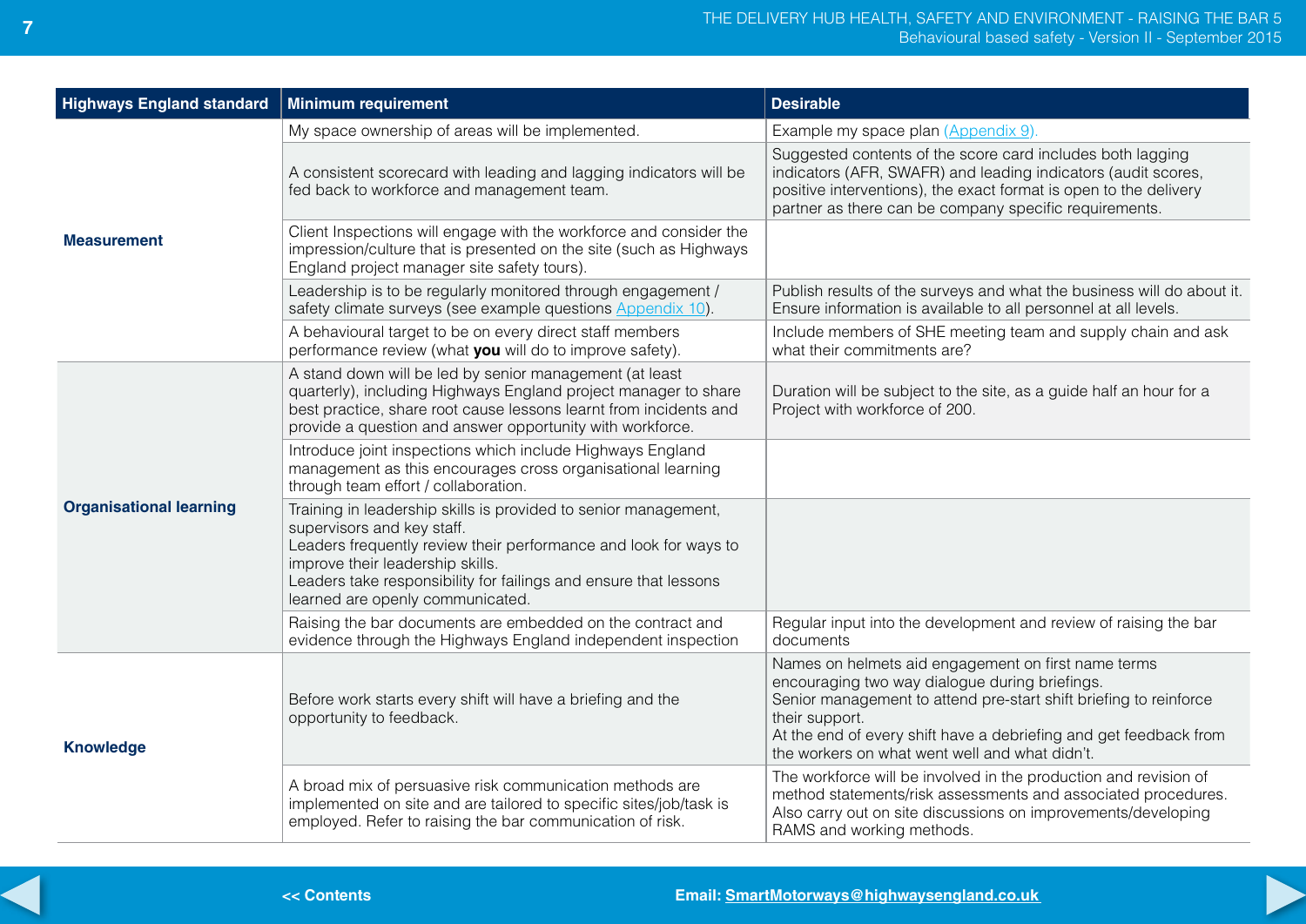| Highways England standard | Minimum requirement | Desirable |
|---|---|---|
| **Measurement** | My space ownership of areas will be implemented. | Example my space plan (Appendix 9). |
| | A consistent scorecard with leading and lagging indicators will be fed back to workforce and management team. | Suggested contents of the score card includes both lagging indicators (AFR, SWAFR) and leading indicators (audit scores, positive interventions), the exact format is open to the delivery partner as there can be company specific requirements. |
| | Client Inspections will engage with the workforce and consider the impression/culture that is presented on the site (such as Highways England project manager site safety tours). | |
| | Leadership is to be regularly monitored through engagement / safety climate surveys (see example questions Appendix 10). | Publish results of the surveys and what the business will do about it. Ensure information is available to all personnel at all levels. |
| | A behavioural target to be on every direct staff members performance review (what **you** will do to improve safety). | Include members of SHE meeting team and supply chain and ask what their commitments are? |
| **Organisational learning** | A stand down will be led by senior management (at least quarterly), including Highways England project manager to share best practice, share root cause lessons learnt from incidents and provide a question and answer opportunity with workforce. | Duration will be subject to the site, as a guide half an hour for a Project with workforce of 200. |
| | Introduce joint inspections which include Highways England management as this encourages cross organisational learning through team effort / collaboration. | |
| | Training in leadership skills is provided to senior management, supervisors and key staff.<br>Leaders frequently review their performance and look for ways to improve their leadership skills.<br>Leaders take responsibility for failings and ensure that lessons learned are openly communicated. | |
| | Raising the bar documents are embedded on the contract and evidence through the Highways England independent inspection | Regular input into the development and review of raising the bar documents |
| **Knowledge** | Before work starts every shift will have a briefing and the opportunity to feedback. | Names on helmets aid engagement on first name terms encouraging two way dialogue during briefings.<br>Senior management to attend pre-start shift briefing to reinforce their support.<br>At the end of every shift have a debriefing and get feedback from the workers on what went well and what didn't. |
| | A broad mix of persuasive risk communication methods are implemented on site and are tailored to specific sites/job/task is employed. Refer to raising the bar communication of risk. | The workforce will be involved in the production and revision of method statements/risk assessments and associated procedures. Also carry out on site discussions on improvements/developing RAMS and working methods. |

<< Contents

Email: SmartMotorways@highwaysengland.co.uk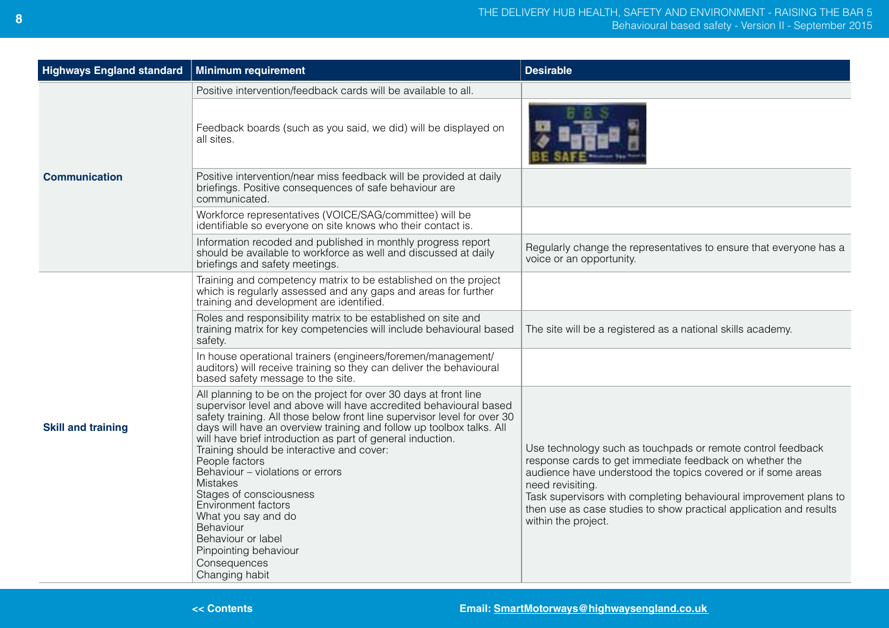| Highways England standard | Minimum requirement | Desirable |
|---|---|---|
| **Communication** | Positive intervention/feedback cards will be available to all. | |
| | Feedback boards (such as you said, we did) will be displayed on all sites. | |
| | Positive intervention/near miss feedback will be provided at daily briefings. Positive consequences of safe behaviour are communicated. | |
| | Workforce representatives (VOICE/SAG/committee) will be identifiable so everyone on site knows who their contact is. | |
| | Information recoded and published in monthly progress report should be available to workforce as well and discussed at daily briefings and safety meetings. | Regularly change the representatives to ensure that everyone has a voice or an opportunity. |
| **Skill and training** | Training and competency matrix to be established on the project which is regularly assessed and any gaps and areas for further training and development are identified. | |
| | Roles and responsibility matrix to be established on site and training matrix for key competencies will include behavioural based safety. | The site will be a registered as a national skills academy. |
| | In house operational trainers (engineers/foremen/management/auditors) will receive training so they can deliver the behavioural based safety message to the site. | |
| | All planning to be on the project for over 30 days at front line supervisor level and above will have accredited behavioural based safety training. All those below front line supervisor level for over 30 days will have an overview training and follow up toolbox talks. All will have brief introduction as part of general induction.<br>Training should be interactive and cover:<br>People factors<br>Behaviour – violations or errors<br>Mistakes<br>Stages of consciousness<br>Environment factors<br>What you say and do<br>Behaviour<br>Behaviour or label<br>Pinpointing behaviour<br>Consequences<br>Changing habit | Use technology such as touchpads or remote control feedback response cards to get immediate feedback on whether the audience have understood the topics covered or if some areas need revisiting.<br>Task supervisors with completing behavioural improvement plans to then use as case studies to show practical application and results within the project. |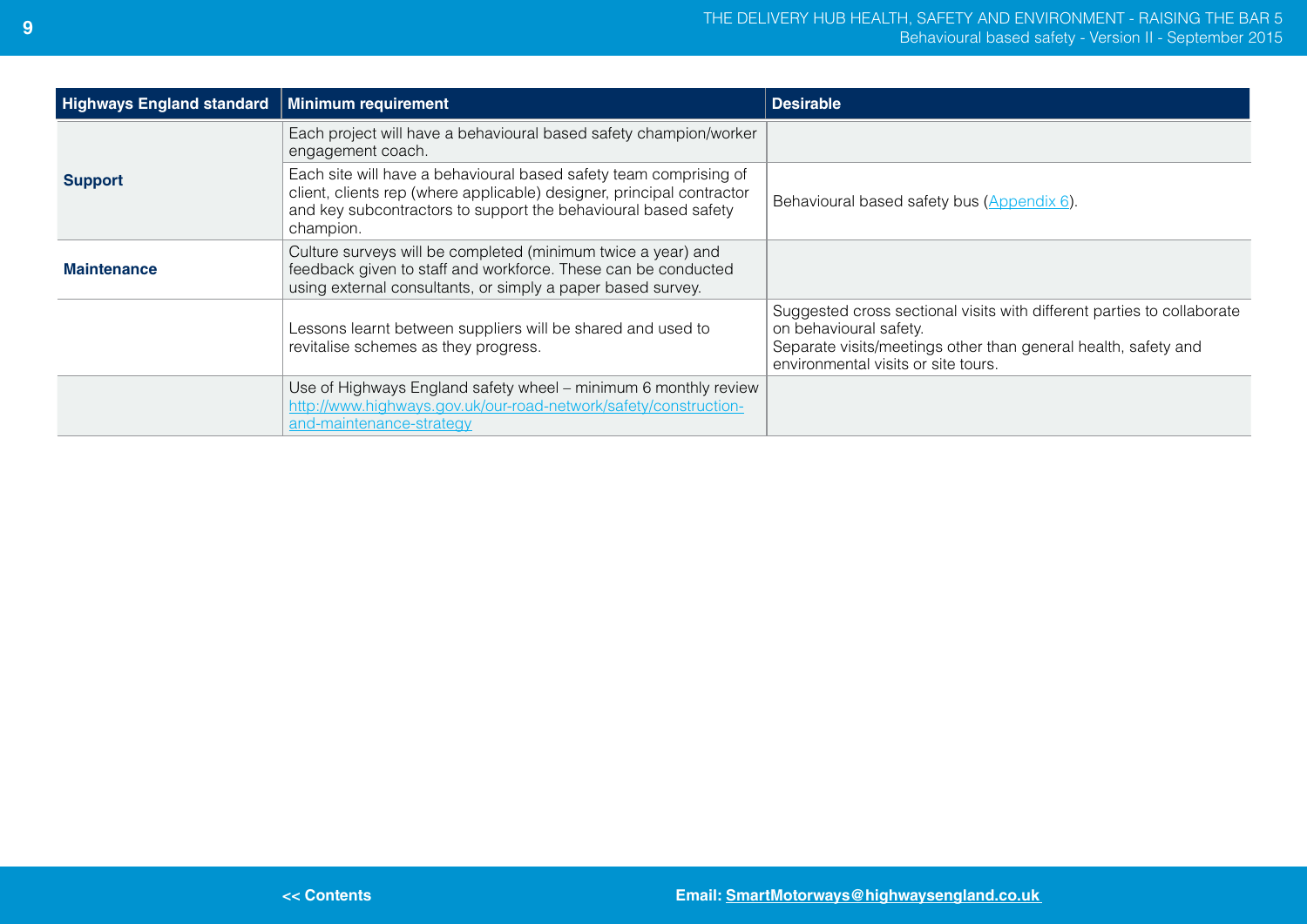| Highways England standard | Minimum requirement | Desirable |
|---|---|---|
| **Support** | Each project will have a behavioural based safety champion/worker engagement coach. | |
| | Each site will have a behavioural based safety team comprising of client, clients rep (where applicable) designer, principal contractor and key subcontractors to support the behavioural based safety champion. | Behavioural based safety bus (Appendix 6). |
| **Maintenance** | Culture surveys will be completed (minimum twice a year) and feedback given to staff and workforce. These can be conducted using external consultants, or simply a paper based survey. | |
| | Lessons learnt between suppliers will be shared and used to revitalise schemes as they progress. | Suggested cross sectional visits with different parties to collaborate on behavioural safety. Separate visits/meetings other than general health, safety and environmental visits or site tours. |
| | Use of Highways England safety wheel – minimum 6 monthly review http://www.highways.gov.uk/our-road-network/safety/construction-and-maintenance-strategy | |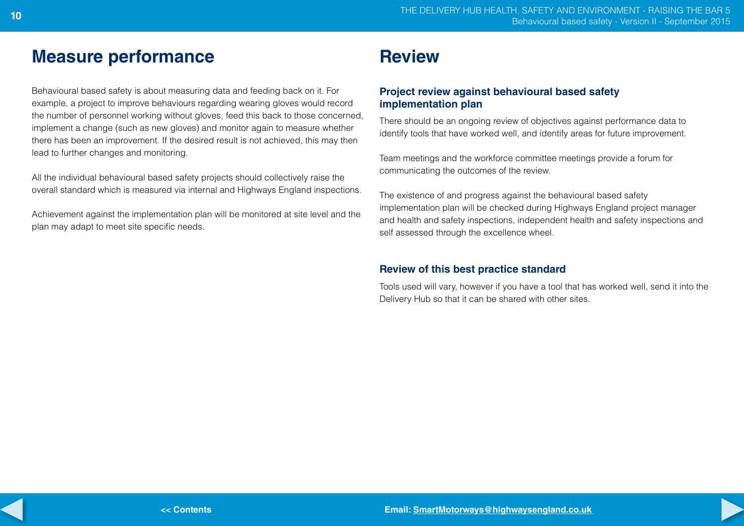## Measure performance

Behavioural based safety is about measuring data and feeding back on it. For example, a project to improve behaviours regarding wearing gloves would record the number of personnel working without gloves, feed this back to those concerned, implement a change (such as new gloves) and monitor again to measure whether there has been an improvement. If the desired result is not achieved, this may then lead to further changes and monitoring.

All the individual behavioural based safety projects should collectively raise the overall standard which is measured via internal and Highways England inspections.

Achievement against the implementation plan will be monitored at site level and the plan may adapt to meet site specific needs.

## Review

### Project review against behavioural based safety implementation plan

There should be an ongoing review of objectives against performance data to identify tools that have worked well, and identify areas for future improvement.

Team meetings and the workforce committee meetings provide a forum for communicating the outcomes of the review.

The existence of and progress against the behavioural based safety implementation plan will be checked during Highways England project manager and health and safety inspections, independent health and safety inspections and self assessed through the excellence wheel.

### Review of this best practice standard

Tools used will vary, however if you have a tool that has worked well, send it into the Delivery Hub so that it can be shared with other sites.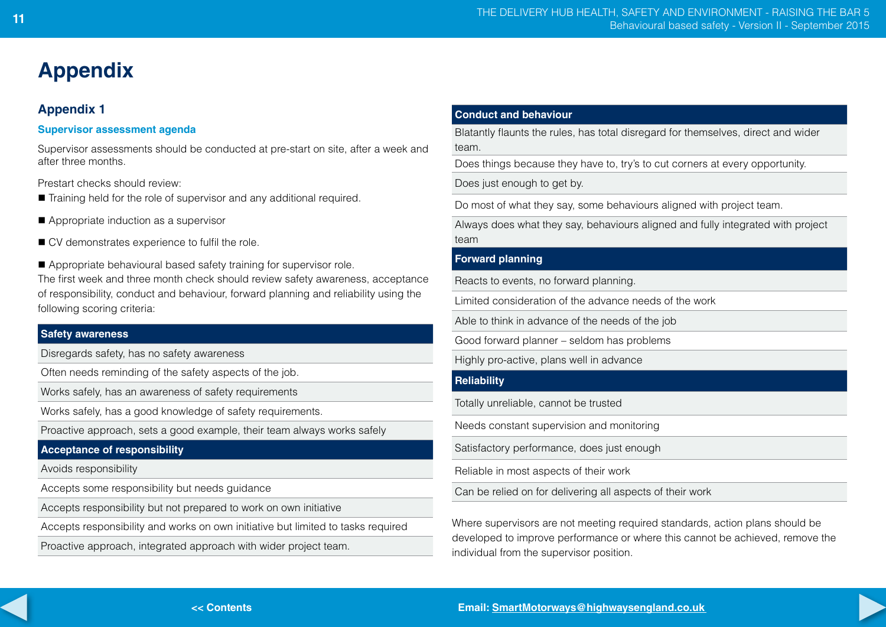# Appendix

## Appendix 1

### Supervisor assessment agenda

Supervisor assessments should be conducted at pre-start on site, after a week and after three months.

Prestart checks should review:

- Training held for the role of supervisor and any additional required.
- Appropriate induction as a supervisor
- CV demonstrates experience to fulfil the role.
- Appropriate behavioural based safety training for supervisor role.

The first week and three month check should review safety awareness, acceptance of responsibility, conduct and behaviour, forward planning and reliability using the following scoring criteria:

| Safety awareness |
|---|
| Disregards safety, has no safety awareness |
| Often needs reminding of the safety aspects of the job. |
| Works safely, has an awareness of safety requirements |
| Works safely, has a good knowledge of safety requirements. |
| Proactive approach, sets a good example, their team always works safely |

| Acceptance of responsibility |
|---|
| Avoids responsibility |
| Accepts some responsibility but needs guidance |
| Accepts responsibility but not prepared to work on own initiative |
| Accepts responsibility and works on own initiative but limited to tasks required |
| Proactive approach, integrated approach with wider project team. |

| Conduct and behaviour |
|---|
| Blatantly flaunts the rules, has total disregard for themselves, direct and wider team. |
| Does things because they have to, try's to cut corners at every opportunity. |
| Does just enough to get by. |
| Do most of what they say, some behaviours aligned with project team. |
| Always does what they say, behaviours aligned and fully integrated with project team |

| Forward planning |
|---|
| Reacts to events, no forward planning. |
| Limited consideration of the advance needs of the work |
| Able to think in advance of the needs of the job |
| Good forward planner – seldom has problems |
| Highly pro-active, plans well in advance |

| Reliability |
|---|
| Totally unreliable, cannot be trusted |
| Needs constant supervision and monitoring |
| Satisfactory performance, does just enough |
| Reliable in most aspects of their work |
| Can be relied on for delivering all aspects of their work |

Where supervisors are not meeting required standards, action plans should be developed to improve performance or where this cannot be achieved, remove the individual from the supervisor position.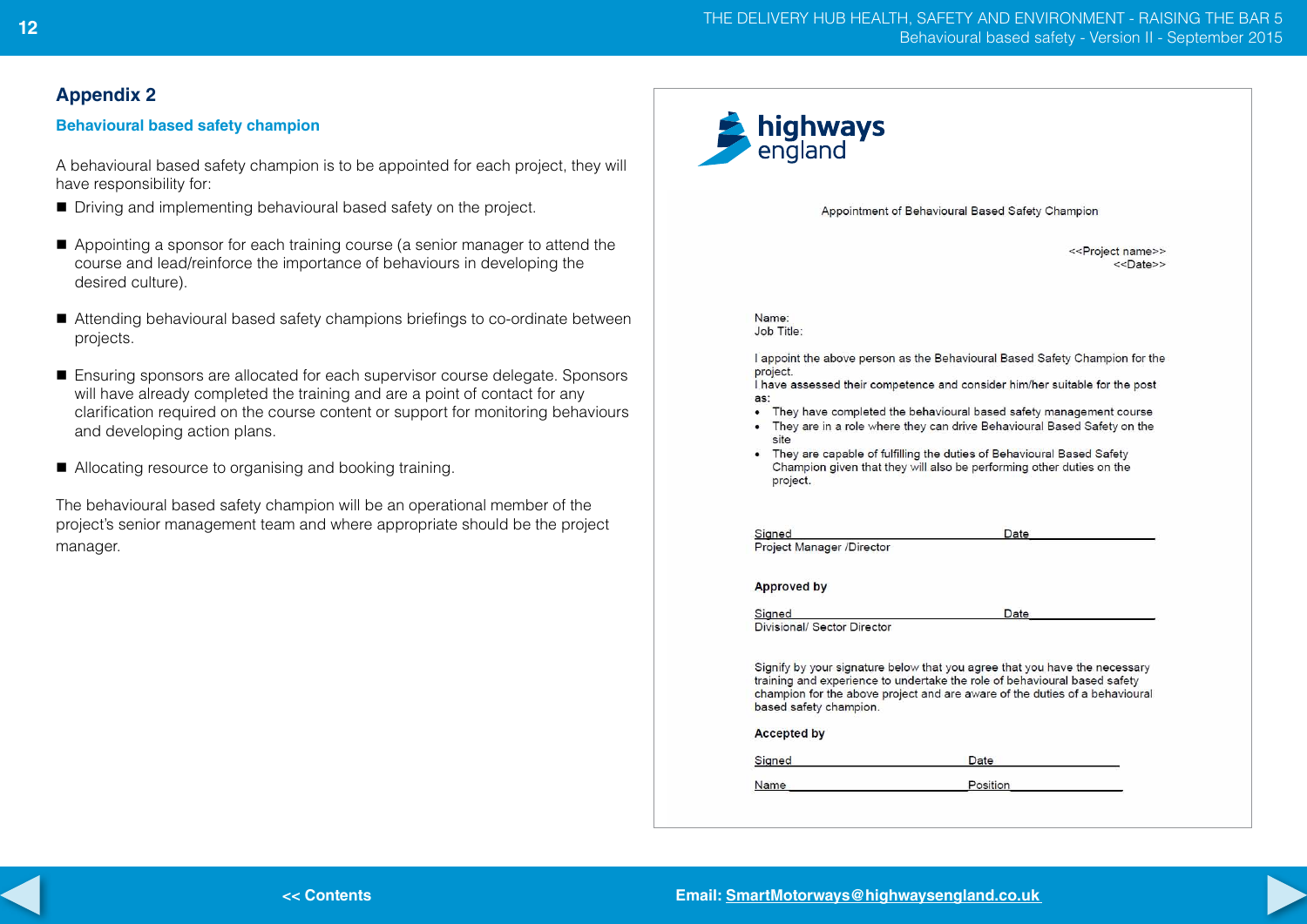## Appendix 2

### Behavioural based safety champion

A behavioural based safety champion is to be appointed for each project, they will have responsibility for:

- Driving and implementing behavioural based safety on the project.
- Appointing a sponsor for each training course (a senior manager to attend the course and lead/reinforce the importance of behaviours in developing the desired culture).
- Attending behavioural based safety champions briefings to co-ordinate between projects.
- Ensuring sponsors are allocated for each supervisor course delegate. Sponsors will have already completed the training and are a point of contact for any clarification required on the course content or support for monitoring behaviours and developing action plans.
- Allocating resource to organising and booking training.

The behavioural based safety champion will be an operational member of the project's senior management team and where appropriate should be the project manager.

---

highways england

Appointment of Behavioural Based Safety Champion

<<Project name>>
<<Date>>

Name:
Job Title:

I appoint the above person as the Behavioural Based Safety Champion for the project.
I have assessed their competence and consider him/her suitable for the post as:

- They have completed the behavioural based safety management course
- They are in a role where they can drive Behavioural Based Safety on the site
- They are capable of fulfilling the duties of Behavioural Based Safety Champion given that they will also be performing other duties on the project.

Signed______________________________ Date__________________
Project Manager /Director

**Approved by**

Signed______________________________ Date__________________
Divisional/ Sector Director

Signify by your signature below that you agree that you have the necessary training and experience to undertake the role of behavioural based safety champion for the above project and are aware of the duties of a behavioural based safety champion.

**Accepted by**

Signed______________________________ Date__________________

Name_______________________________ Position________________

---

<< Contents

Email: SmartMotorways@highwaysengland.co.uk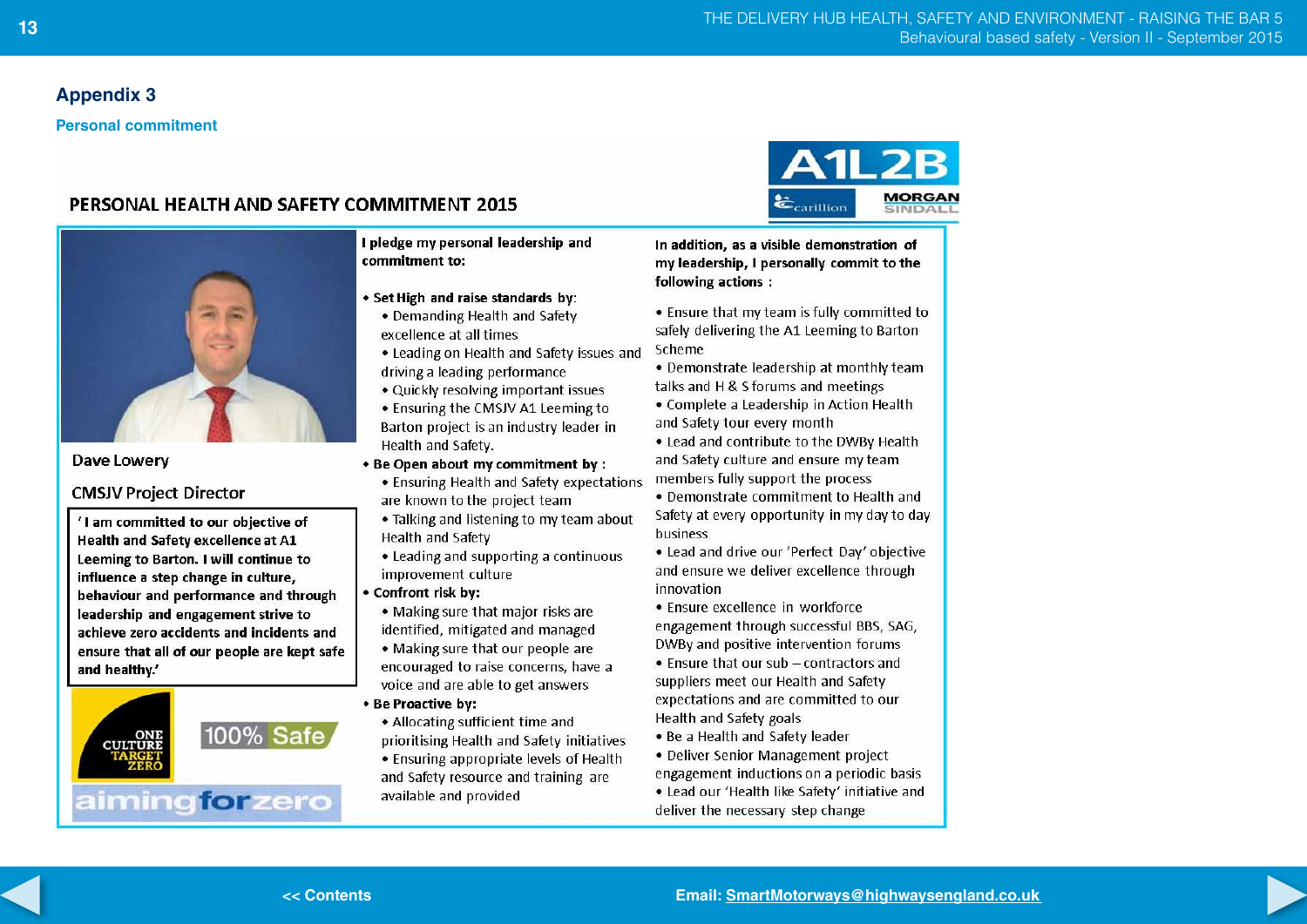## Appendix 3

### Personal commitment

A1L2B

carillion MORGAN SINDALL

### PERSONAL HEALTH AND SAFETY COMMITMENT 2015

Dave Lowery

CMSJV Project Director

**'I am committed to our objective of Health and Safety excellence at A1 Leeming to Barton. I will continue to influence a step change in culture, behaviour and performance and through leadership and engagement strive to achieve zero accidents and incidents and ensure that all of our people are kept safe and healthy.'**

ONE CULTURE TARGET ZERO

100% Safe

aimingforzero

**I pledge my personal leadership and commitment to:**

- **Set High and raise standards by:**
  - Demanding Health and Safety excellence at all times
  - Leading on Health and Safety issues and driving a leading performance
  - Quickly resolving important issues
  - Ensuring the CMSJV A1 Leeming to Barton project is an industry leader in Health and Safety.
- **Be Open about my commitment by :**
  - Ensuring Health and Safety expectations are known to the project team
  - Talking and listening to my team about Health and Safety
  - Leading and supporting a continuous improvement culture
- **Confront risk by:**
  - Making sure that major risks are identified, mitigated and managed
  - Making sure that our people are encouraged to raise concerns, have a voice and are able to get answers
- **Be Proactive by:**
  - Allocating sufficient time and prioritising Health and Safety initiatives
  - Ensuring appropriate levels of Health and Safety resource and training are available and provided

**In addition, as a visible demonstration of my leadership, I personally commit to the following actions :**

- Ensure that my team is fully committed to safely delivering the A1 Leeming to Barton Scheme
- Demonstrate leadership at monthly team talks and H & S forums and meetings
- Complete a Leadership in Action Health and Safety tour every month
- Lead and contribute to the DWBy Health and Safety culture and ensure my team members fully support the process
- Demonstrate commitment to Health and Safety at every opportunity in my day to day business
- Lead and drive our 'Perfect Day' objective and ensure we deliver excellence through innovation
- Ensure excellence in workforce engagement through successful BBS, SAG, DWBy and positive intervention forums
- Ensure that our sub – contractors and suppliers meet our Health and Safety expectations and are committed to our Health and Safety goals
- Be a Health and Safety leader
- Deliver Senior Management project engagement inductions on a periodic basis
- Lead our 'Health like Safety' initiative and deliver the necessary step change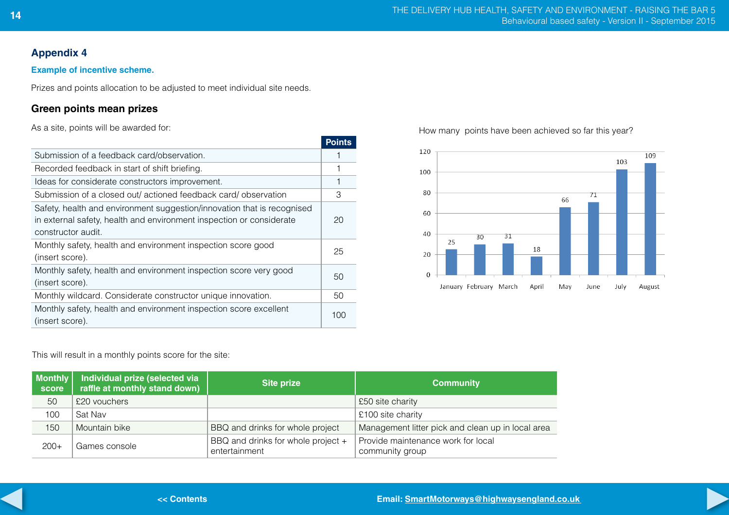## Appendix 4

**Example of incentive scheme.**

Prizes and points allocation to be adjusted to meet individual site needs.

### Green points mean prizes

As a site, points will be awarded for:

| | Points |
|---|---|
| Submission of a feedback card/observation. | 1 |
| Recorded feedback in start of shift briefing. | 1 |
| Ideas for considerate constructors improvement. | 1 |
| Submission of a closed out/ actioned feedback card/ observation | 3 |
| Safety, health and environment suggestion/innovation that is recognised in external safety, health and environment inspection or considerate constructor audit. | 20 |
| Monthly safety, health and environment inspection score good (insert score). | 25 |
| Monthly safety, health and environment inspection score very good (insert score). | 50 |
| Monthly wildcard. Considerate constructor unique innovation. | 50 |
| Monthly safety, health and environment inspection score excellent (insert score). | 100 |

How many points have been achieved so far this year?

| Month | Points |
|---|---|
| January | 25 |
| February | 30 |
| March | 31 |
| April | 18 |
| May | 66 |
| June | 71 |
| July | 103 |
| August | 109 |

This will result in a monthly points score for the site:

| Monthly score | Individual prize (selected via raffle at monthly stand down) | Site prize | Community |
|---|---|---|---|
| 50 | £20 vouchers | | £50 site charity |
| 100 | Sat Nav | | £100 site charity |
| 150 | Mountain bike | BBQ and drinks for whole project | Management litter pick and clean up in local area |
| 200+ | Games console | BBQ and drinks for whole project + entertainment | Provide maintenance work for local community group |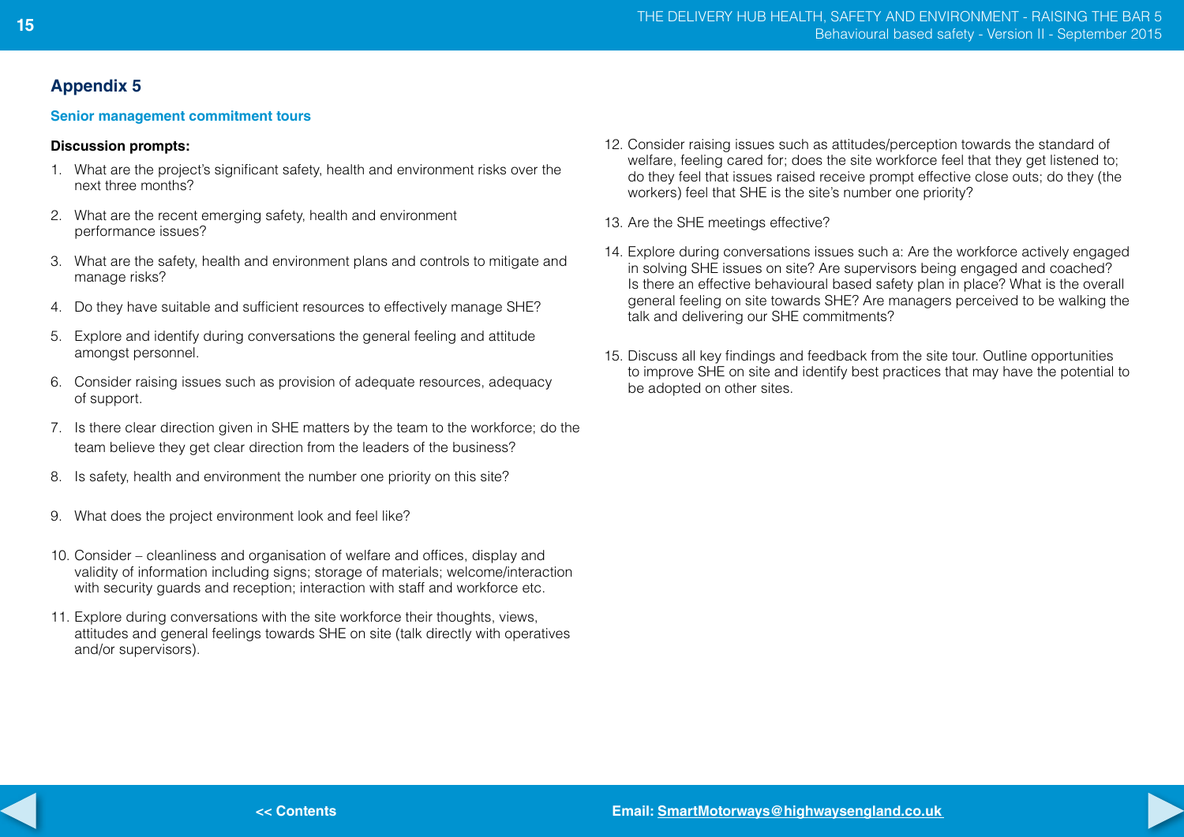## Appendix 5

### Senior management commitment tours

**Discussion prompts:**

1. What are the project's significant safety, health and environment risks over the next three months?
2. What are the recent emerging safety, health and environment performance issues?
3. What are the safety, health and environment plans and controls to mitigate and manage risks?
4. Do they have suitable and sufficient resources to effectively manage SHE?
5. Explore and identify during conversations the general feeling and attitude amongst personnel.
6. Consider raising issues such as provision of adequate resources, adequacy of support.
7. Is there clear direction given in SHE matters by the team to the workforce; do the team believe they get clear direction from the leaders of the business?
8. Is safety, health and environment the number one priority on this site?
9. What does the project environment look and feel like?
10. Consider – cleanliness and organisation of welfare and offices, display and validity of information including signs; storage of materials; welcome/interaction with security guards and reception; interaction with staff and workforce etc.
11. Explore during conversations with the site workforce their thoughts, views, attitudes and general feelings towards SHE on site (talk directly with operatives and/or supervisors).
12. Consider raising issues such as attitudes/perception towards the standard of welfare, feeling cared for; does the site workforce feel that they get listened to; do they feel that issues raised receive prompt effective close outs; do they (the workers) feel that SHE is the site's number one priority?
13. Are the SHE meetings effective?
14. Explore during conversations issues such a: Are the workforce actively engaged in solving SHE issues on site? Are supervisors being engaged and coached? Is there an effective behavioural based safety plan in place? What is the overall general feeling on site towards SHE? Are managers perceived to be walking the talk and delivering our SHE commitments?
15. Discuss all key findings and feedback from the site tour. Outline opportunities to improve SHE on site and identify best practices that may have the potential to be adopted on other sites.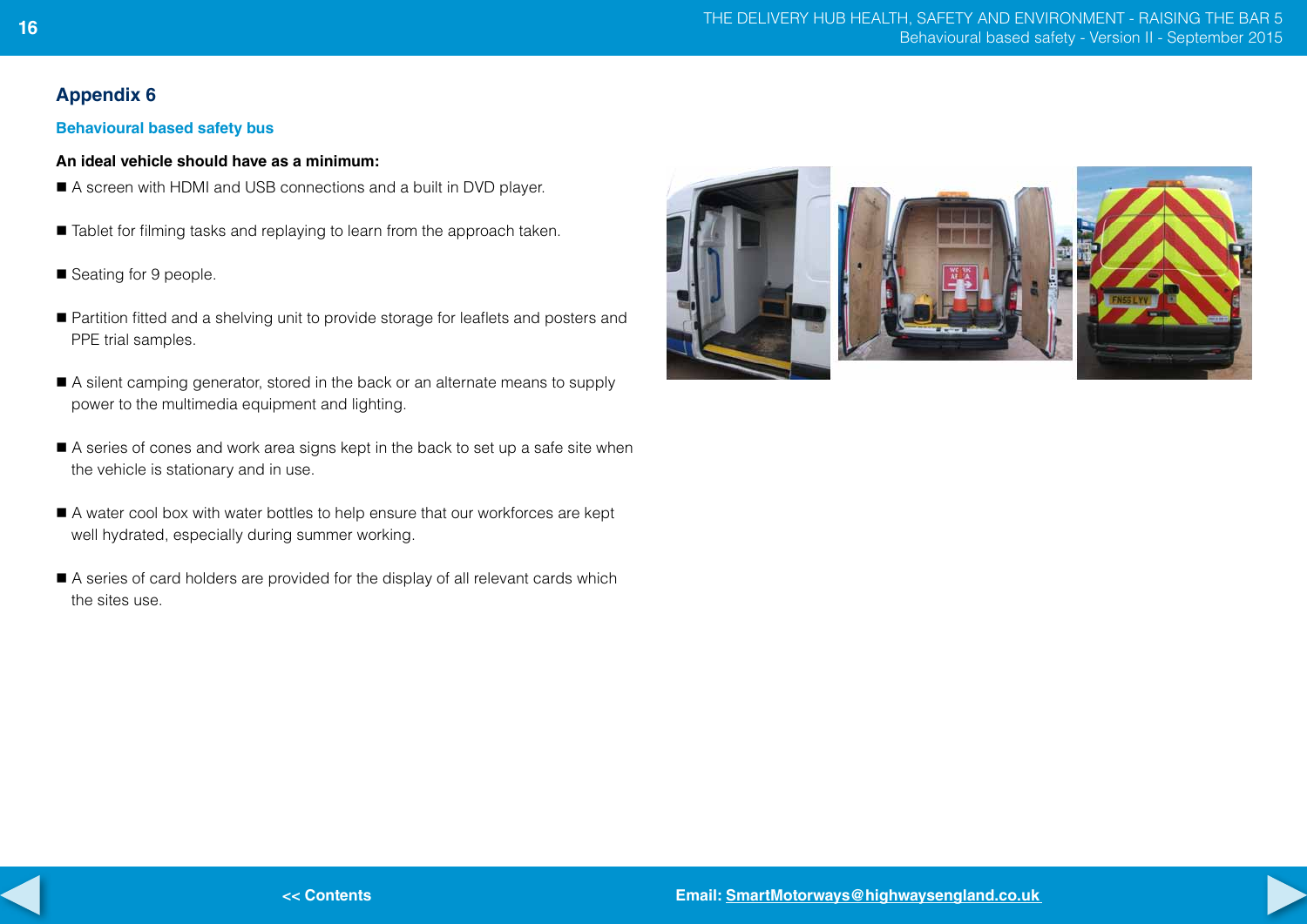## Appendix 6

### Behavioural based safety bus

**An ideal vehicle should have as a minimum:**

- A screen with HDMI and USB connections and a built in DVD player.
- Tablet for filming tasks and replaying to learn from the approach taken.
- Seating for 9 people.
- Partition fitted and a shelving unit to provide storage for leaflets and posters and PPE trial samples.
- A silent camping generator, stored in the back or an alternate means to supply power to the multimedia equipment and lighting.
- A series of cones and work area signs kept in the back to set up a safe site when the vehicle is stationary and in use.
- A water cool box with water bottles to help ensure that our workforces are kept well hydrated, especially during summer working.
- A series of card holders are provided for the display of all relevant cards which the sites use.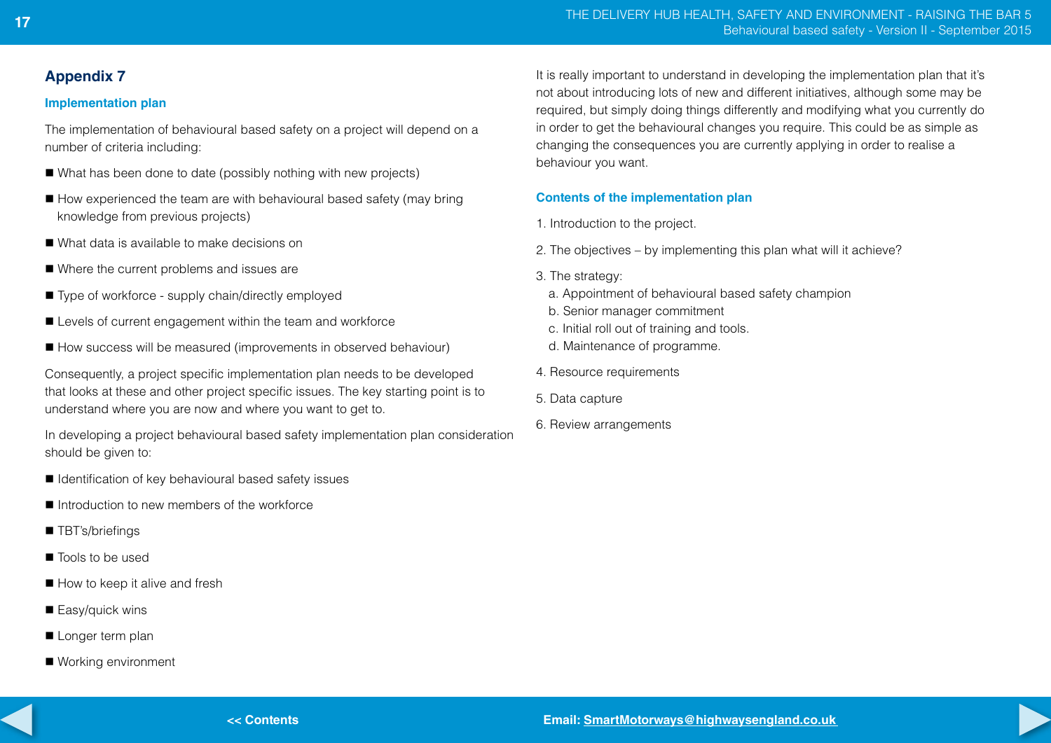## Appendix 7

### Implementation plan

The implementation of behavioural based safety on a project will depend on a number of criteria including:

- What has been done to date (possibly nothing with new projects)
- How experienced the team are with behavioural based safety (may bring knowledge from previous projects)
- What data is available to make decisions on
- Where the current problems and issues are
- Type of workforce - supply chain/directly employed
- Levels of current engagement within the team and workforce
- How success will be measured (improvements in observed behaviour)

Consequently, a project specific implementation plan needs to be developed that looks at these and other project specific issues. The key starting point is to understand where you are now and where you want to get to.

In developing a project behavioural based safety implementation plan consideration should be given to:

- Identification of key behavioural based safety issues
- Introduction to new members of the workforce
- TBT's/briefings
- Tools to be used
- How to keep it alive and fresh
- Easy/quick wins
- Longer term plan
- Working environment

It is really important to understand in developing the implementation plan that it's not about introducing lots of new and different initiatives, although some may be required, but simply doing things differently and modifying what you currently do in order to get the behavioural changes you require. This could be as simple as changing the consequences you are currently applying in order to realise a behaviour you want.

### Contents of the implementation plan

1. Introduction to the project.
2. The objectives – by implementing this plan what will it achieve?
3. The strategy:
   a. Appointment of behavioural based safety champion
   b. Senior manager commitment
   c. Initial roll out of training and tools.
   d. Maintenance of programme.
4. Resource requirements
5. Data capture
6. Review arrangements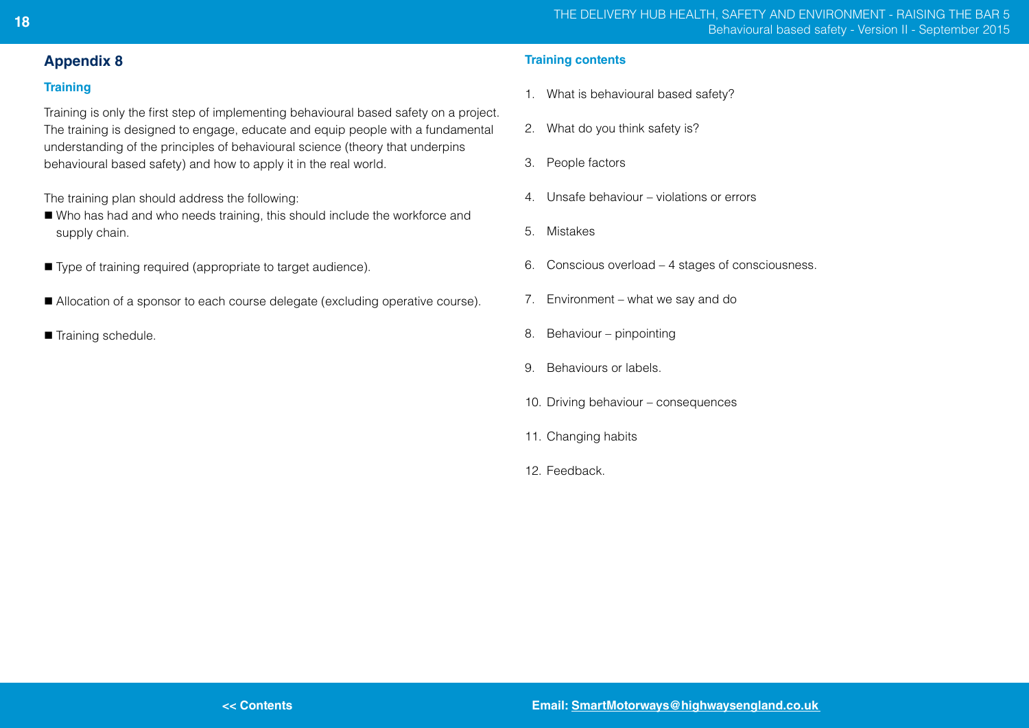## Appendix 8

### Training

Training is only the first step of implementing behavioural based safety on a project. The training is designed to engage, educate and equip people with a fundamental understanding of the principles of behavioural science (theory that underpins behavioural based safety) and how to apply it in the real world.

The training plan should address the following:

- Who has had and who needs training, this should include the workforce and supply chain.
- Type of training required (appropriate to target audience).
- Allocation of a sponsor to each course delegate (excluding operative course).
- Training schedule.

### Training contents

1. What is behavioural based safety?
2. What do you think safety is?
3. People factors
4. Unsafe behaviour – violations or errors
5. Mistakes
6. Conscious overload – 4 stages of consciousness.
7. Environment – what we say and do
8. Behaviour – pinpointing
9. Behaviours or labels.
10. Driving behaviour – consequences
11. Changing habits
12. Feedback.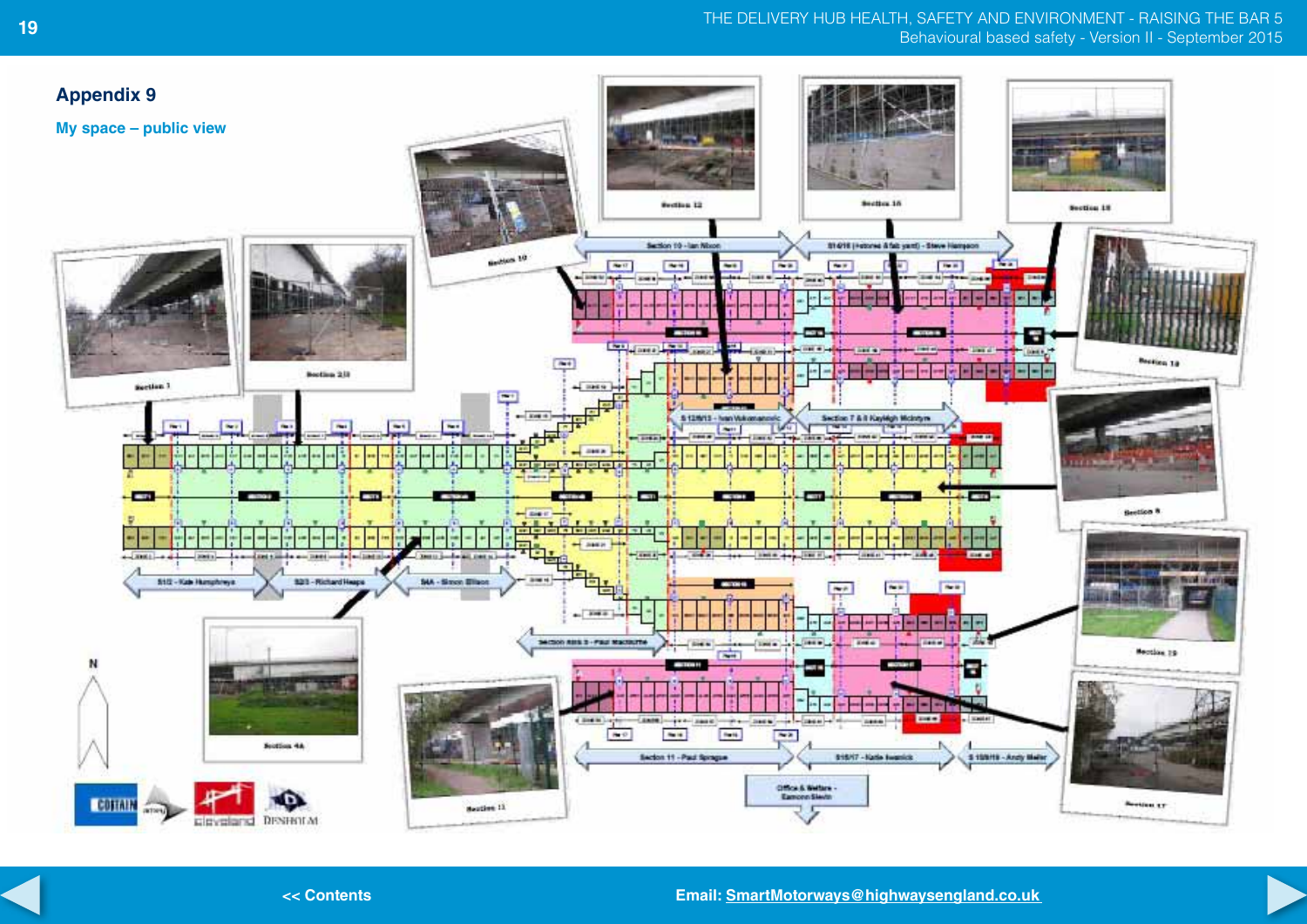## Appendix 9

### My space – public view

<< Contents

Email: SmartMotorways@highwaysengland.co.uk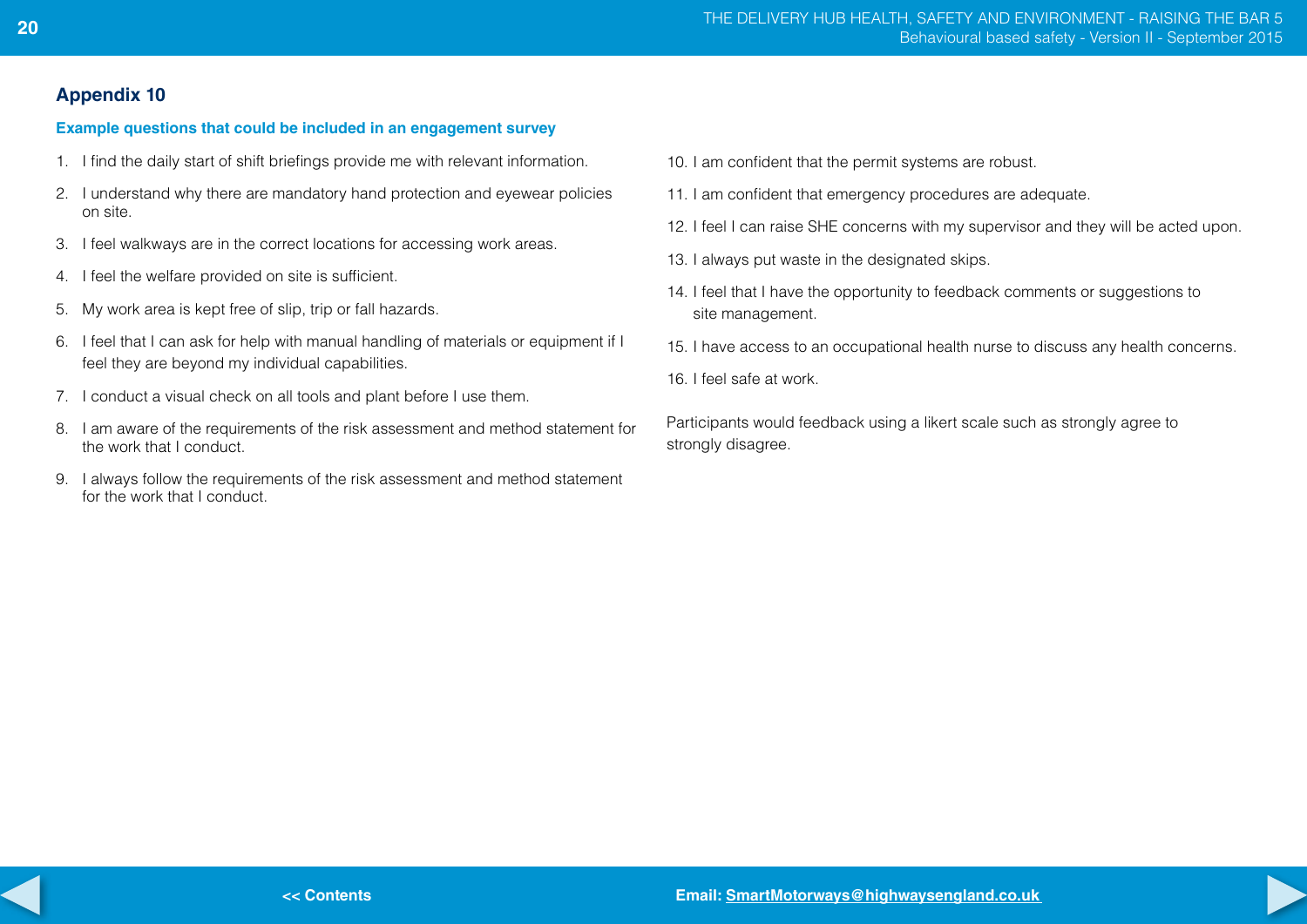## Appendix 10

### Example questions that could be included in an engagement survey

1. I find the daily start of shift briefings provide me with relevant information.
2. I understand why there are mandatory hand protection and eyewear policies on site.
3. I feel walkways are in the correct locations for accessing work areas.
4. I feel the welfare provided on site is sufficient.
5. My work area is kept free of slip, trip or fall hazards.
6. I feel that I can ask for help with manual handling of materials or equipment if I feel they are beyond my individual capabilities.
7. I conduct a visual check on all tools and plant before I use them.
8. I am aware of the requirements of the risk assessment and method statement for the work that I conduct.
9. I always follow the requirements of the risk assessment and method statement for the work that I conduct.
10. I am confident that the permit systems are robust.
11. I am confident that emergency procedures are adequate.
12. I feel I can raise SHE concerns with my supervisor and they will be acted upon.
13. I always put waste in the designated skips.
14. I feel that I have the opportunity to feedback comments or suggestions to site management.
15. I have access to an occupational health nurse to discuss any health concerns.
16. I feel safe at work.

Participants would feedback using a likert scale such as strongly agree to strongly disagree.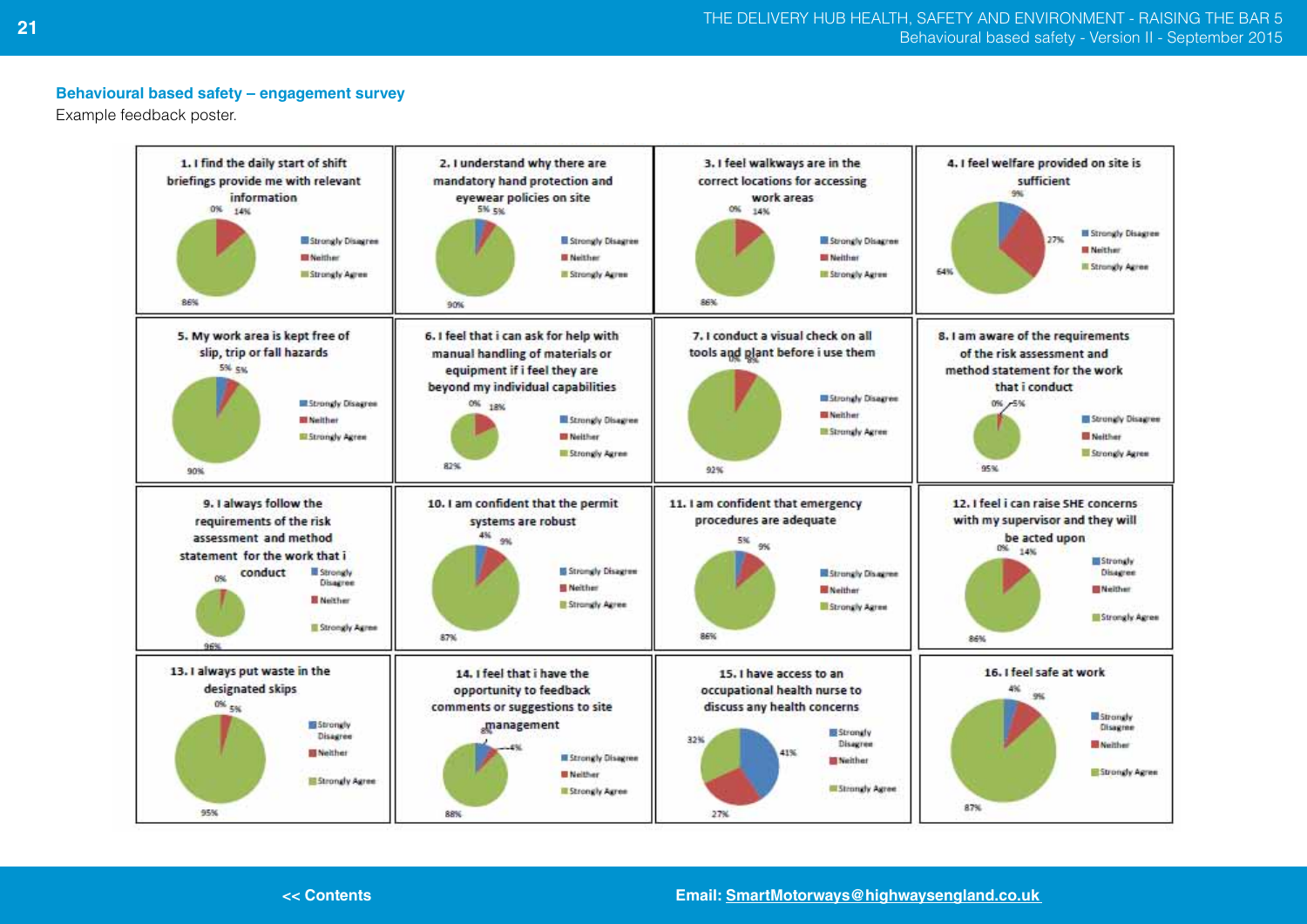## Behavioural based safety – engagement survey

Example feedback poster.

**1. I find the daily start of shift briefings provide me with relevant information**

0% 14% 86%

- Strongly Disagree
- Neither
- Strongly Agree

**2. I understand why there are mandatory hand protection and eyewear policies on site**

5% 5% 90%

- Strongly Disagree
- Neither
- Strongly Agree

**3. I feel walkways are in the correct locations for accessing work areas**

0% 14% 86%

- Strongly Disagree
- Neither
- Strongly Agree

**4. I feel welfare provided on site is sufficient**

9% 27% 64%

- Strongly Disagree
- Neither
- Strongly Agree

**5. My work area is kept free of slip, trip or fall hazards**

5% 5% 90%

- Strongly Disagree
- Neither
- Strongly Agree

**6. I feel that i can ask for help with manual handling of materials or equipment if i feel they are beyond my individual capabilities**

0% 18% 82%

- Strongly Disagree
- Neither
- Strongly Agree

**7. I conduct a visual check on all tools and plant before i use them**

0% 8% 92%

- Strongly Disagree
- Neither
- Strongly Agree

**8. I am aware of the requirements of the risk assessment and method statement for the work that i conduct**

0% 5% 95%

- Strongly Disagree
- Neither
- Strongly Agree

**9. I always follow the requirements of the risk assessment and method statement for the work that i conduct**

0% 96%

- Strongly Disagree
- Neither
- Strongly Agree

**10. I am confident that the permit systems are robust**

4% 9% 87%

- Strongly Disagree
- Neither
- Strongly Agree

**11. I am confident that emergency procedures are adequate**

5% 9% 86%

- Strongly Disagree
- Neither
- Strongly Agree

**12. I feel i can raise SHE concerns with my supervisor and they will be acted upon**

0% 14% 86%

- Strongly Disagree
- Neither
- Strongly Agree

**13. I always put waste in the designated skips**

0% 5% 95%

- Strongly Disagree
- Neither
- Strongly Agree

**14. I feel that i have the opportunity to feedback comments or suggestions to site management**

8% 4% 88%

- Strongly Disagree
- Neither
- Strongly Agree

**15. I have access to an occupational health nurse to discuss any health concerns**

41% 27% 32%

- Strongly Disagree
- Neither
- Strongly Agree

**16. I feel safe at work**

4% 9% 87%

- Strongly Disagree
- Neither
- Strongly Agree

<< Contents

Email: SmartMotorways@highwaysengland.co.uk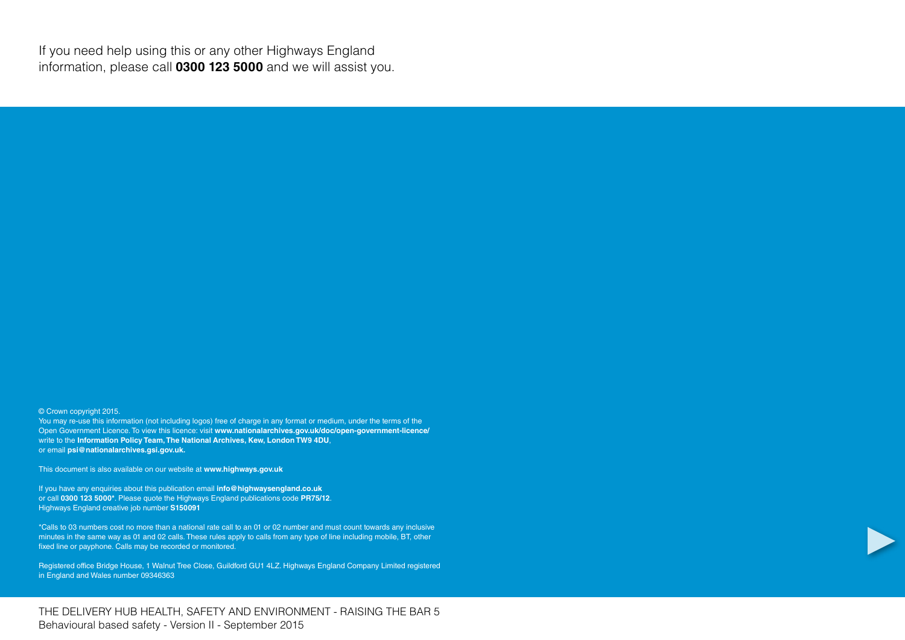If you need help using this or any other Highways England information, please call **0300 123 5000** and we will assist you.

© Crown copyright 2015.
You may re-use this information (not including logos) free of charge in any format or medium, under the terms of the Open Government Licence. To view this licence: visit **www.nationalarchives.gov.uk/doc/open-government-licence/** write to the **Information Policy Team, The National Archives, Kew, London TW9 4DU**, or email **psi@nationalarchives.gsi.gov.uk.**

This document is also available on our website at **www.highways.gov.uk**

If you have any enquiries about this publication email **info@highwaysengland.co.uk** or call **0300 123 5000***. Please quote the Highways England publications code **PR75/12**.
Highways England creative job number **S150091**

*Calls to 03 numbers cost no more than a national rate call to an 01 or 02 number and must count towards any inclusive minutes in the same way as 01 and 02 calls. These rules apply to calls from any type of line including mobile, BT, other fixed line or payphone. Calls may be recorded or monitored.

Registered office Bridge House, 1 Walnut Tree Close, Guildford GU1 4LZ. Highways England Company Limited registered in England and Wales number 09346363